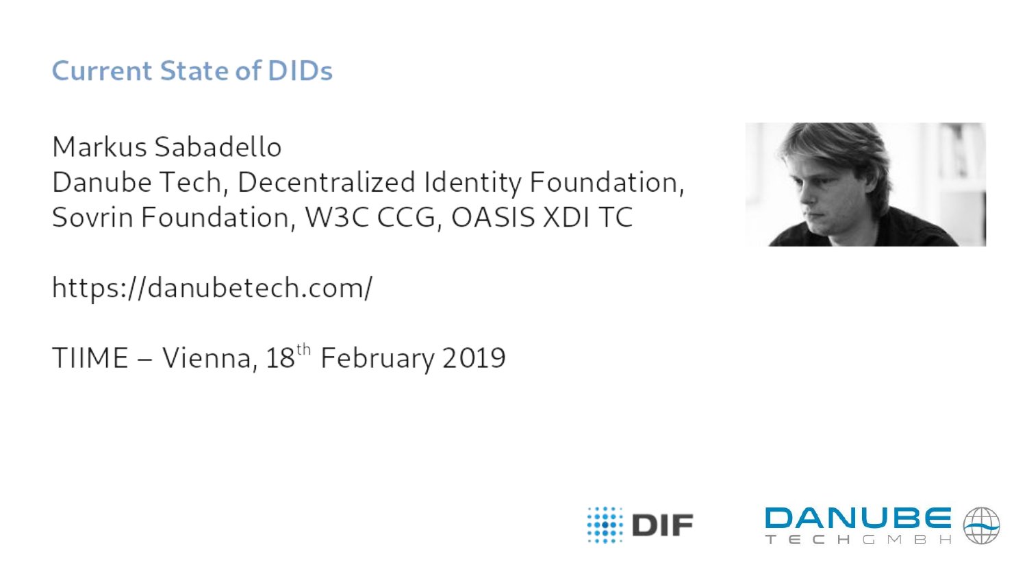# Current State of DIDs

Markus Sabadello
Danube Tech, Decentralized Identity Foundation,
Sovrin Foundation, W3C CCG, OASIS XDI TC

https://danubetech.com/

TIIME – Vienna, 18th February 2019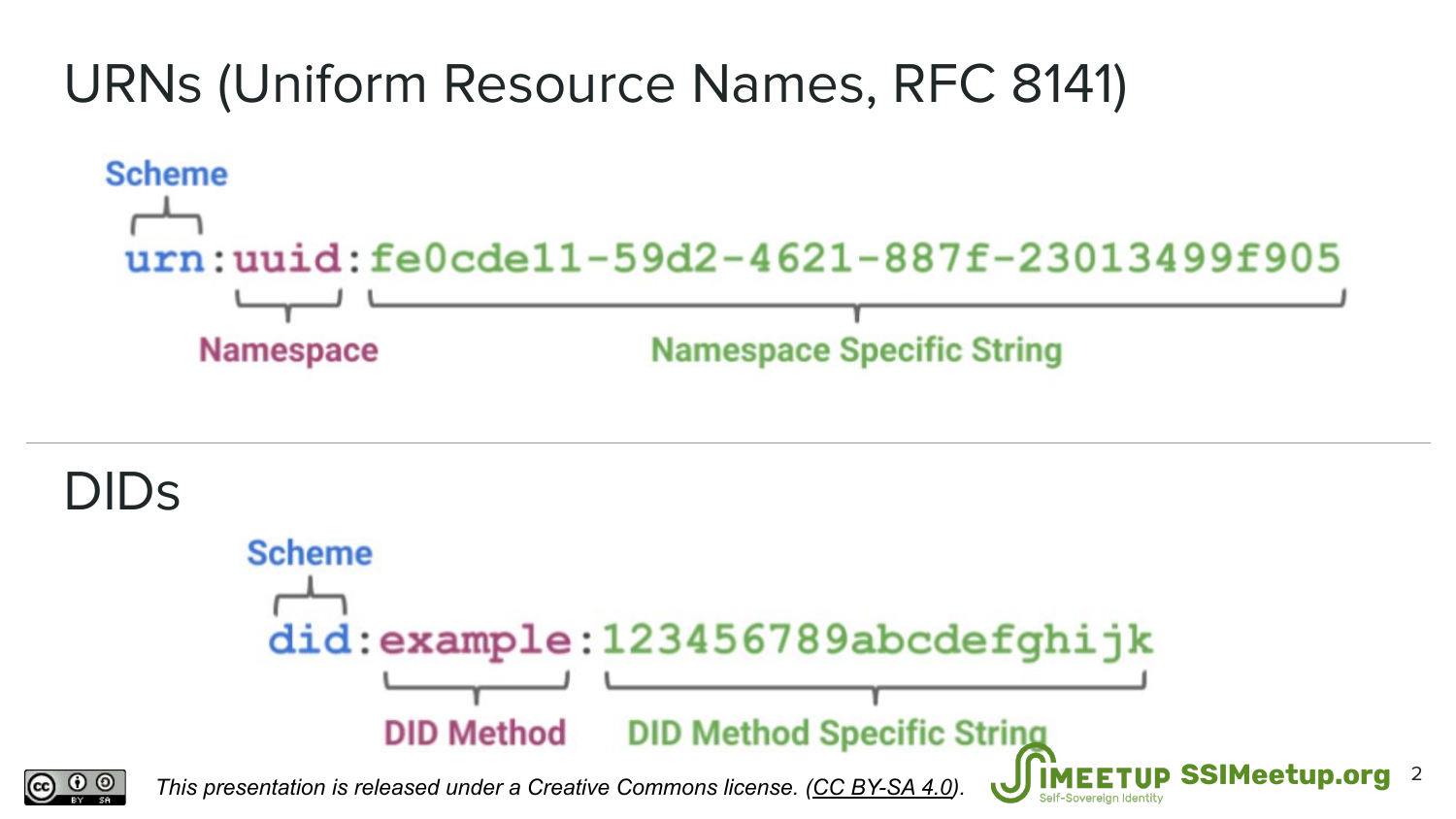# URNs (Uniform Resource Names, RFC 8141)

Scheme

```
urn:uuid:fe0cde11-59d2-4621-887f-23013499f905
```

Namespace

Namespace Specific String

# DIDs

Scheme

```
did:example:123456789abcdefghijk
```

DID Method

DID Method Specific String

*This presentation is released under a Creative Commons license. (CC BY-SA 4.0).*

SSIMeetup.org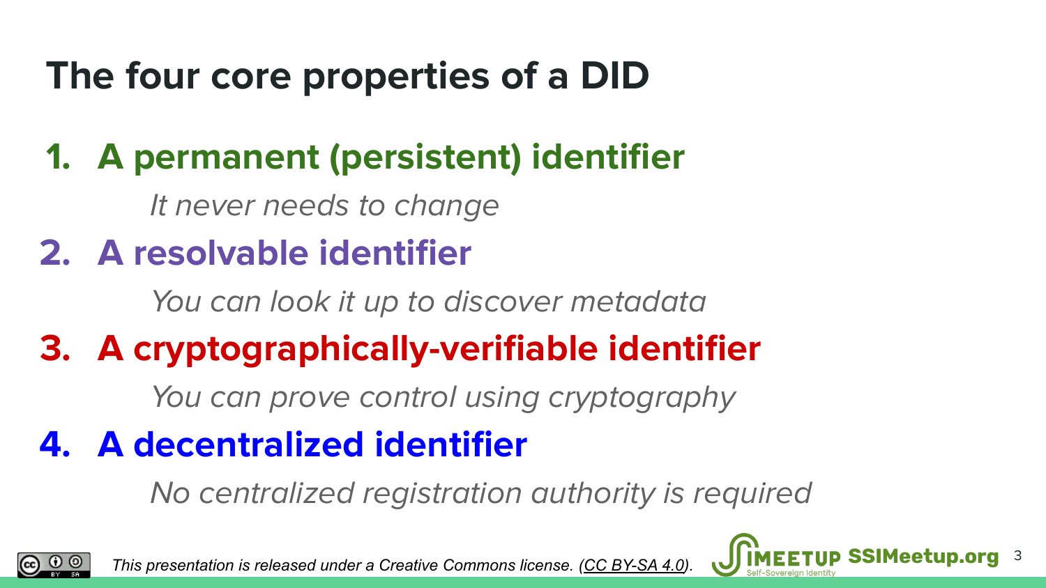# The four core properties of a DID

1. **A permanent (persistent) identifier**

   *It never needs to change*

2. **A resolvable identifier**

   *You can look it up to discover metadata*

3. **A cryptographically-verifiable identifier**

   *You can prove control using cryptography*

4. **A decentralized identifier**

   *No centralized registration authority is required*

*This presentation is released under a Creative Commons license. (CC BY-SA 4.0).*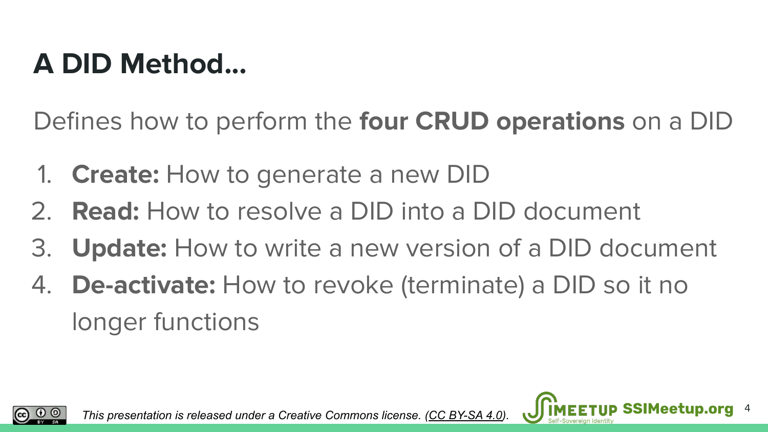# A DID Method...

Defines how to perform the **four CRUD operations** on a DID

1. **Create:** How to generate a new DID
2. **Read:** How to resolve a DID into a DID document
3. **Update:** How to write a new version of a DID document
4. **De-activate:** How to revoke (terminate) a DID so it no longer functions

*This presentation is released under a Creative Commons license. (CC BY-SA 4.0).*

SSIMeetup.org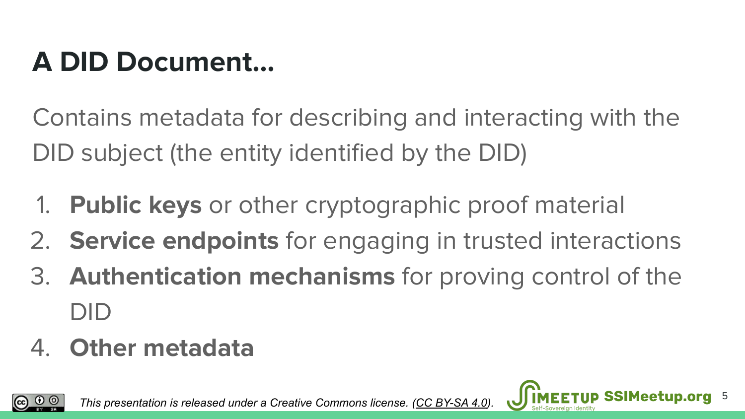# A DID Document...

Contains metadata for describing and interacting with the DID subject (the entity identified by the DID)

1. **Public keys** or other cryptographic proof material
2. **Service endpoints** for engaging in trusted interactions
3. **Authentication mechanisms** for proving control of the DID
4. **Other metadata**

*This presentation is released under a Creative Commons license. (CC BY-SA 4.0).*

SSIMeetup.org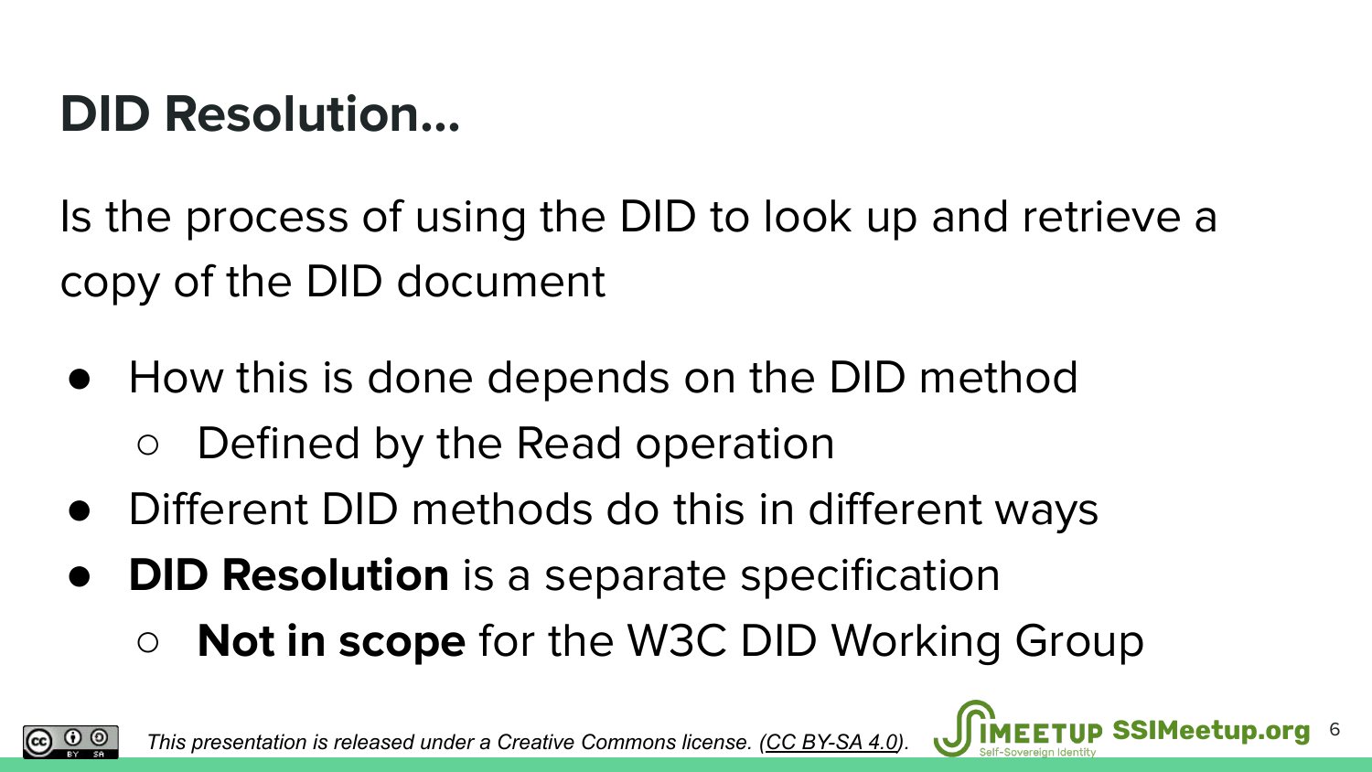# DID Resolution...

Is the process of using the DID to look up and retrieve a copy of the DID document

- How this is done depends on the DID method
  - Defined by the Read operation
- Different DID methods do this in different ways
- **DID Resolution** is a separate specification
  - **Not in scope** for the W3C DID Working Group

*This presentation is released under a Creative Commons license. (CC BY-SA 4.0).*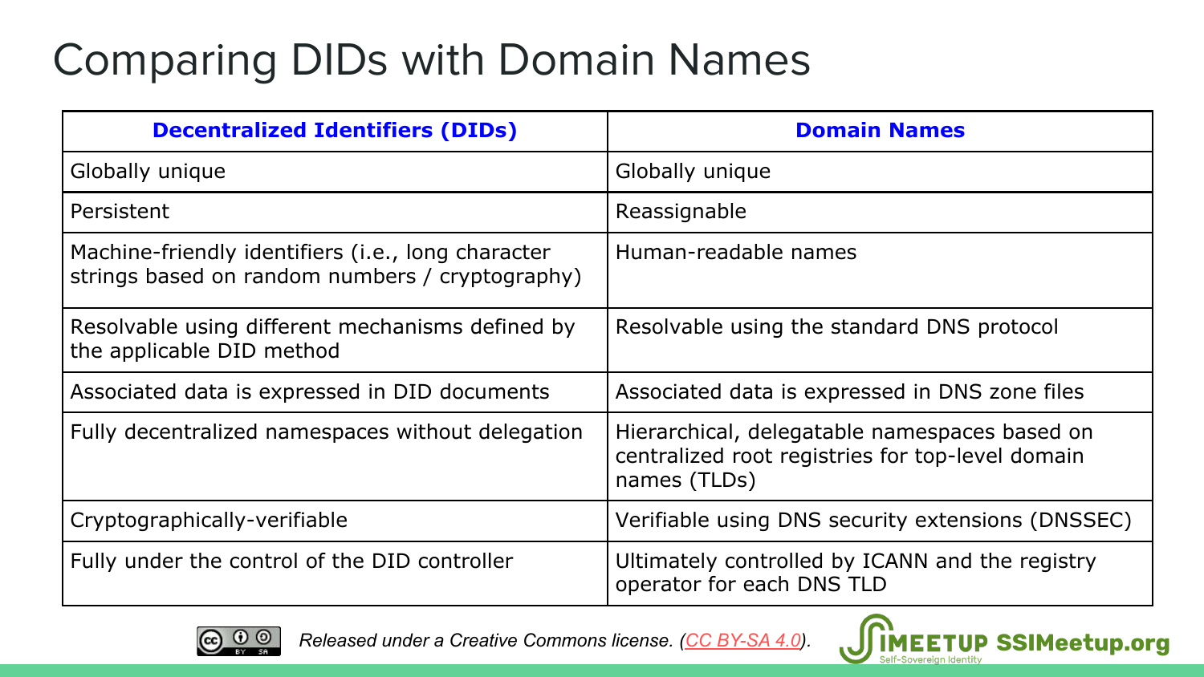# Comparing DIDs with Domain Names

| Decentralized Identifiers (DIDs) | Domain Names |
|---|---|
| Globally unique | Globally unique |
| Persistent | Reassignable |
| Machine-friendly identifiers (i.e., long character strings based on random numbers / cryptography) | Human-readable names |
| Resolvable using different mechanisms defined by the applicable DID method | Resolvable using the standard DNS protocol |
| Associated data is expressed in DID documents | Associated data is expressed in DNS zone files |
| Fully decentralized namespaces without delegation | Hierarchical, delegatable namespaces based on centralized root registries for top-level domain names (TLDs) |
| Cryptographically-verifiable | Verifiable using DNS security extensions (DNSSEC) |
| Fully under the control of the DID controller | Ultimately controlled by ICANN and the registry operator for each DNS TLD |

*Released under a Creative Commons license. (CC BY-SA 4.0).*

SSIMeetup.org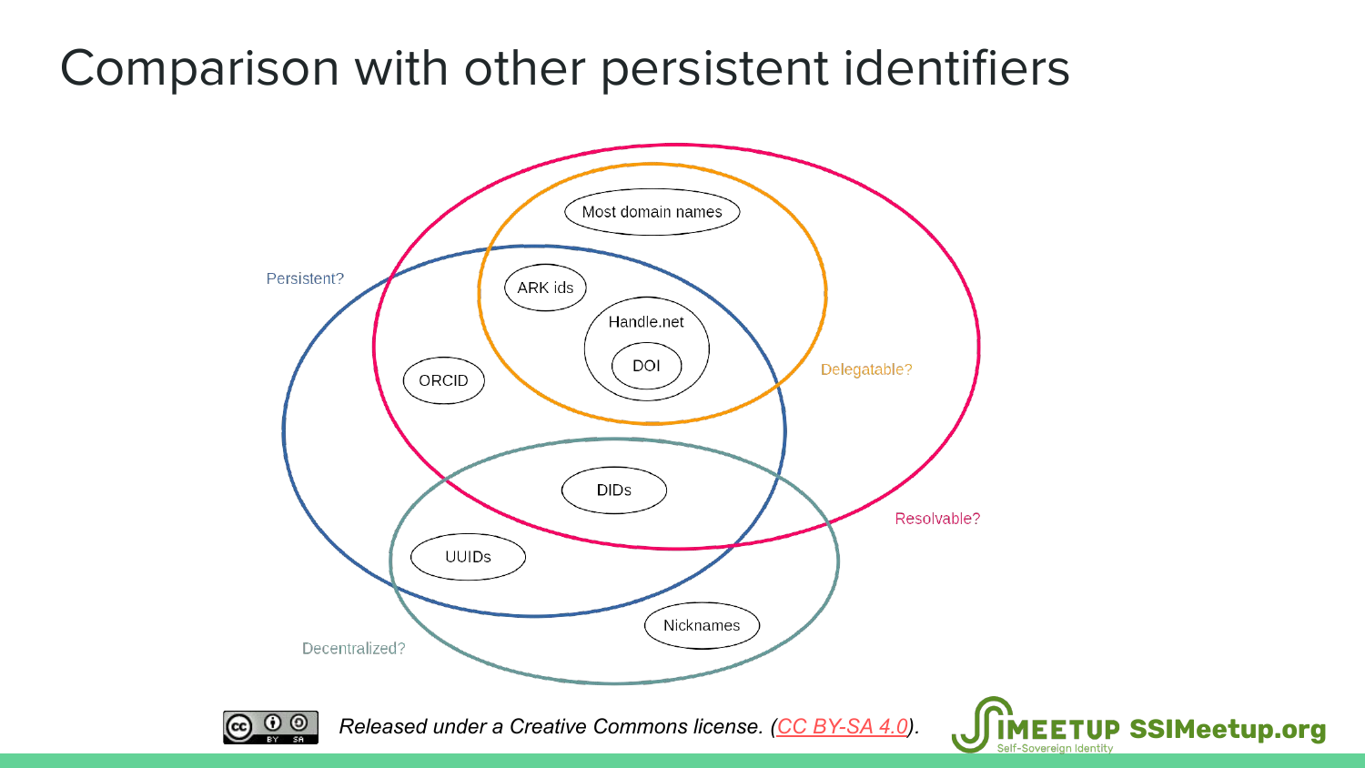# Comparison with other persistent identifiers

Persistent?

Delegatable?

Resolvable?

Decentralized?

Most domain names

ARK ids

Handle.net

DOI

ORCID

DIDs

UUIDs

Nicknames

*Released under a Creative Commons license. (CC BY-SA 4.0).*

SSIMeetup.org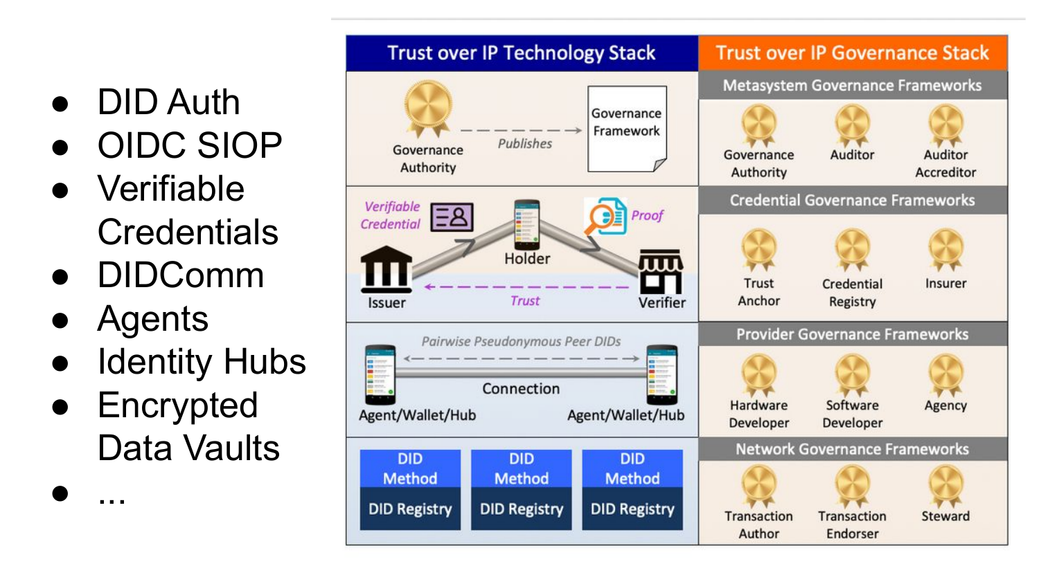- DID Auth
- OIDC SIOP
- Verifiable Credentials
- DIDComm
- Agents
- Identity Hubs
- Encrypted Data Vaults
- ...

| Trust over IP Technology Stack | Trust over IP Governance Stack |
|---|---|
| Governance Authority — *Publishes* → Governance Framework | **Metasystem Governance Frameworks**: Governance Authority, Auditor, Auditor Accreditor |
| Issuer — *Verifiable Credential* → Holder — *Proof* → Verifier; Verifier — *Trust* → Issuer | **Credential Governance Frameworks**: Trust Anchor, Credential Registry, Insurer |
| Agent/Wallet/Hub ← *Pairwise Pseudonymous Peer DIDs* → Agent/Wallet/Hub (Connection) | **Provider Governance Frameworks**: Hardware Developer, Software Developer, Agency |
| DID Method / DID Registry; DID Method / DID Registry; DID Method / DID Registry | **Network Governance Frameworks**: Transaction Author, Transaction Endorser, Steward |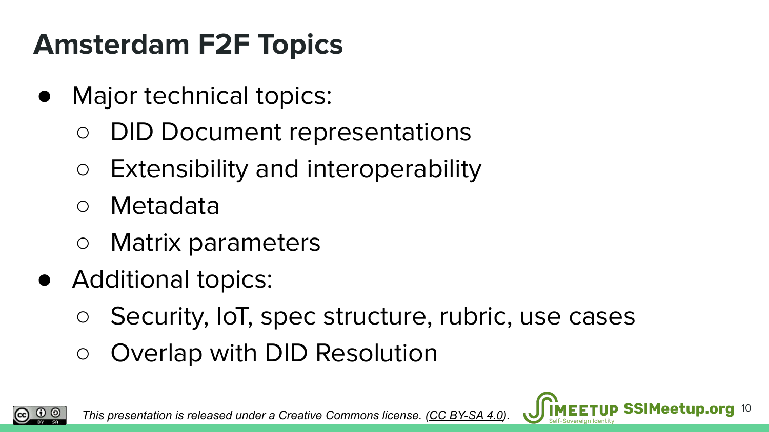# Amsterdam F2F Topics

- Major technical topics:
  - DID Document representations
  - Extensibility and interoperability
  - Metadata
  - Matrix parameters
- Additional topics:
  - Security, IoT, spec structure, rubric, use cases
  - Overlap with DID Resolution

*This presentation is released under a Creative Commons license. (CC BY-SA 4.0).*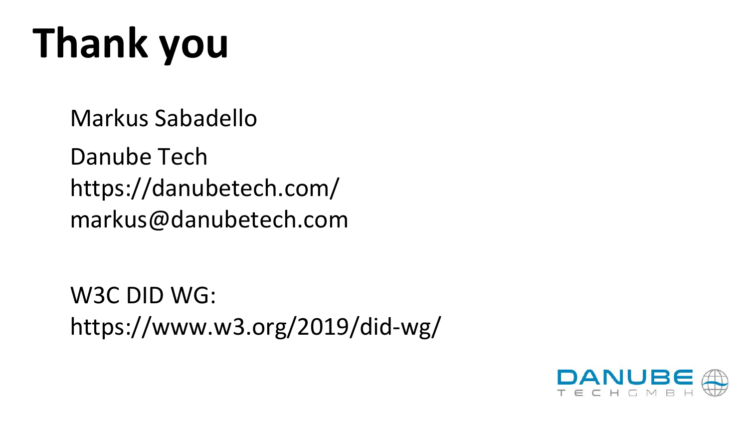# Thank you

Markus Sabadello

Danube Tech
https://danubetech.com/
markus@danubetech.com

W3C DID WG:
https://www.w3.org/2019/did-wg/

DANUBE TECH GMBH